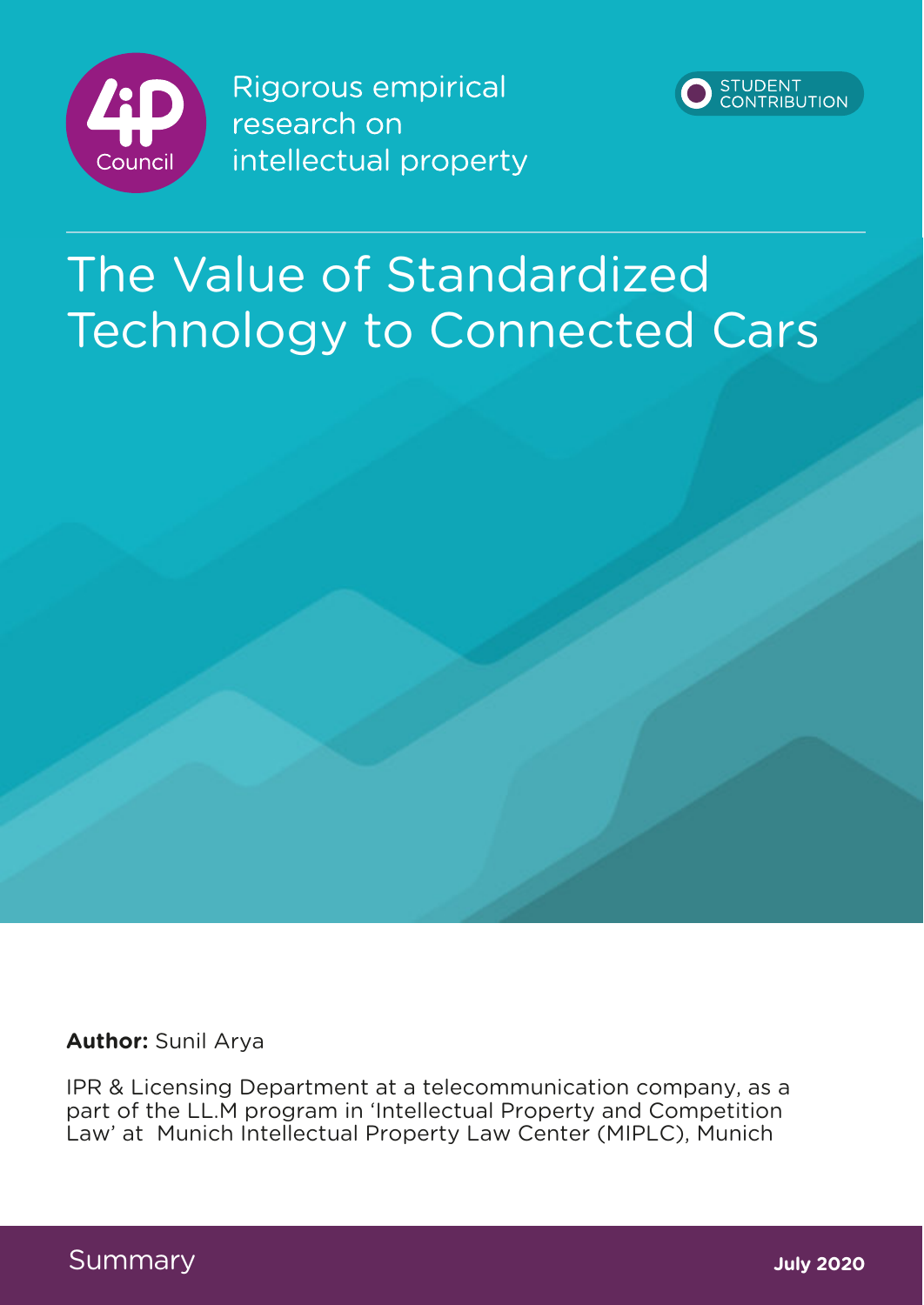4iP Council

Rigorous empirical research on intellectual property

STUDENT CONTRIBUTION

# The Value of Standardized Technology to Connected Cars

**Author:** Sunil Arya

IPR & Licensing Department at a telecommunication company, as a part of the LL.M program in 'Intellectual Property and Competition Law' at Munich Intellectual Property Law Center (MIPLC), Munich

Summary

**July 2020**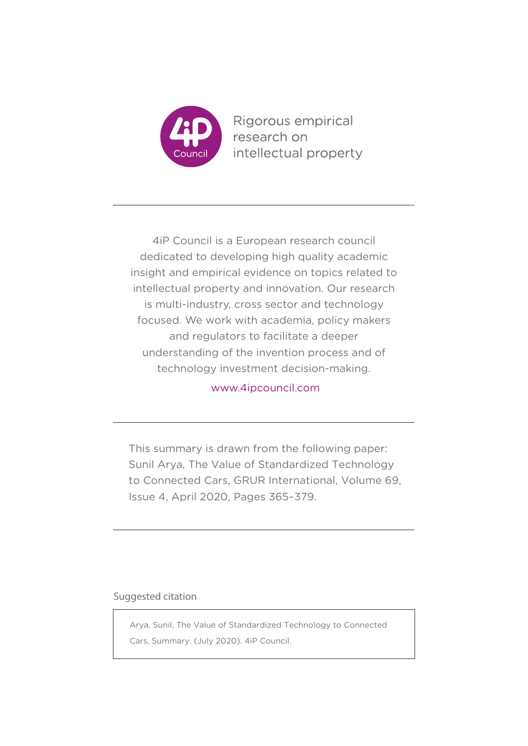Rigorous empirical research on intellectual property

---

4iP Council is a European research council dedicated to developing high quality academic insight and empirical evidence on topics related to intellectual property and innovation. Our research is multi-industry, cross sector and technology focused. We work with academia, policy makers and regulators to facilitate a deeper understanding of the invention process and of technology investment decision-making.

www.4ipcouncil.com

---

This summary is drawn from the following paper: Sunil Arya, The Value of Standardized Technology to Connected Cars, GRUR International, Volume 69, Issue 4, April 2020, Pages 365–379.

---

Suggested citation

| Arya, Sunil, The Value of Standardized Technology to Connected Cars, Summary. (July 2020). 4iP Council. |
| --- |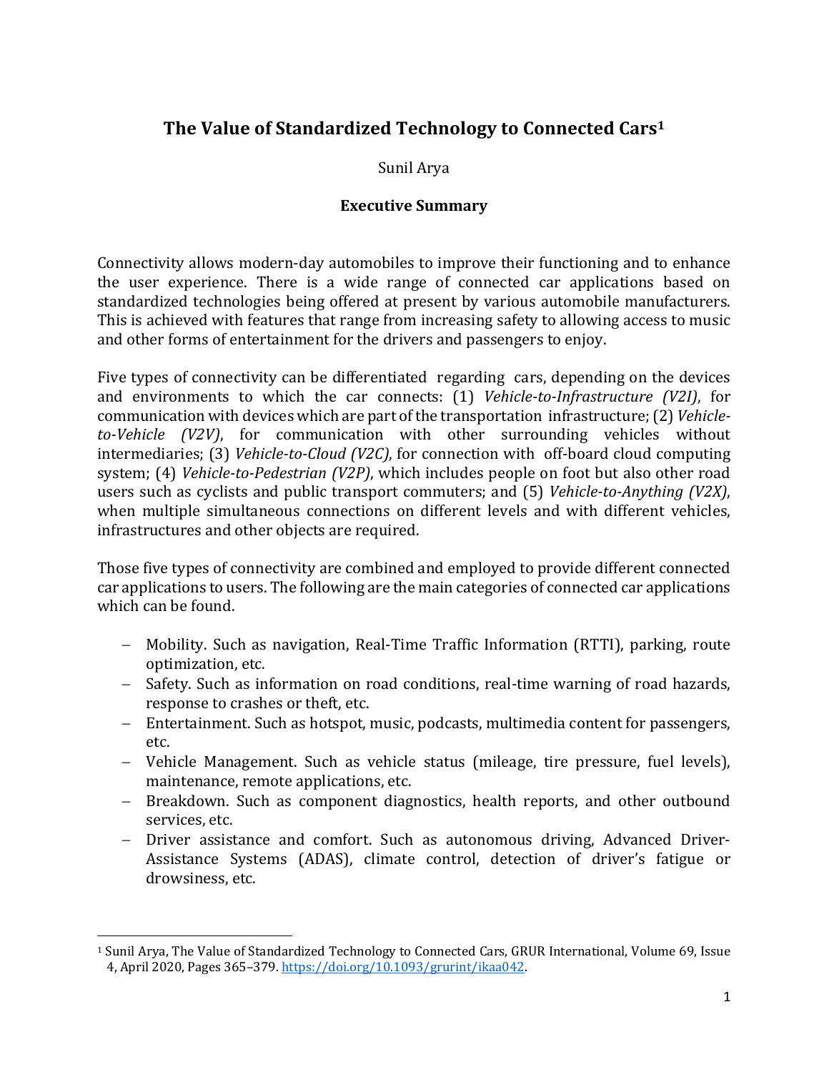# The Value of Standardized Technology to Connected Cars[1]

Sunil Arya

## Executive Summary

Connectivity allows modern-day automobiles to improve their functioning and to enhance the user experience. There is a wide range of connected car applications based on standardized technologies being offered at present by various automobile manufacturers. This is achieved with features that range from increasing safety to allowing access to music and other forms of entertainment for the drivers and passengers to enjoy.

Five types of connectivity can be differentiated regarding cars, depending on the devices and environments to which the car connects: (1) *Vehicle-to-Infrastructure (V2I)*, for communication with devices which are part of the transportation infrastructure; (2) *Vehicle-to-Vehicle (V2V)*, for communication with other surrounding vehicles without intermediaries; (3) *Vehicle-to-Cloud (V2C)*, for connection with off-board cloud computing system; (4) *Vehicle-to-Pedestrian (V2P)*, which includes people on foot but also other road users such as cyclists and public transport commuters; and (5) *Vehicle-to-Anything (V2X)*, when multiple simultaneous connections on different levels and with different vehicles, infrastructures and other objects are required.

Those five types of connectivity are combined and employed to provide different connected car applications to users. The following are the main categories of connected car applications which can be found.

- Mobility. Such as navigation, Real-Time Traffic Information (RTTI), parking, route optimization, etc.
- Safety. Such as information on road conditions, real-time warning of road hazards, response to crashes or theft, etc.
- Entertainment. Such as hotspot, music, podcasts, multimedia content for passengers, etc.
- Vehicle Management. Such as vehicle status (mileage, tire pressure, fuel levels), maintenance, remote applications, etc.
- Breakdown. Such as component diagnostics, health reports, and other outbound services, etc.
- Driver assistance and comfort. Such as autonomous driving, Advanced Driver-Assistance Systems (ADAS), climate control, detection of driver's fatigue or drowsiness, etc.

[1] Sunil Arya, The Value of Standardized Technology to Connected Cars, GRUR International, Volume 69, Issue 4, April 2020, Pages 365–379. https://doi.org/10.1093/grurint/ikaa042.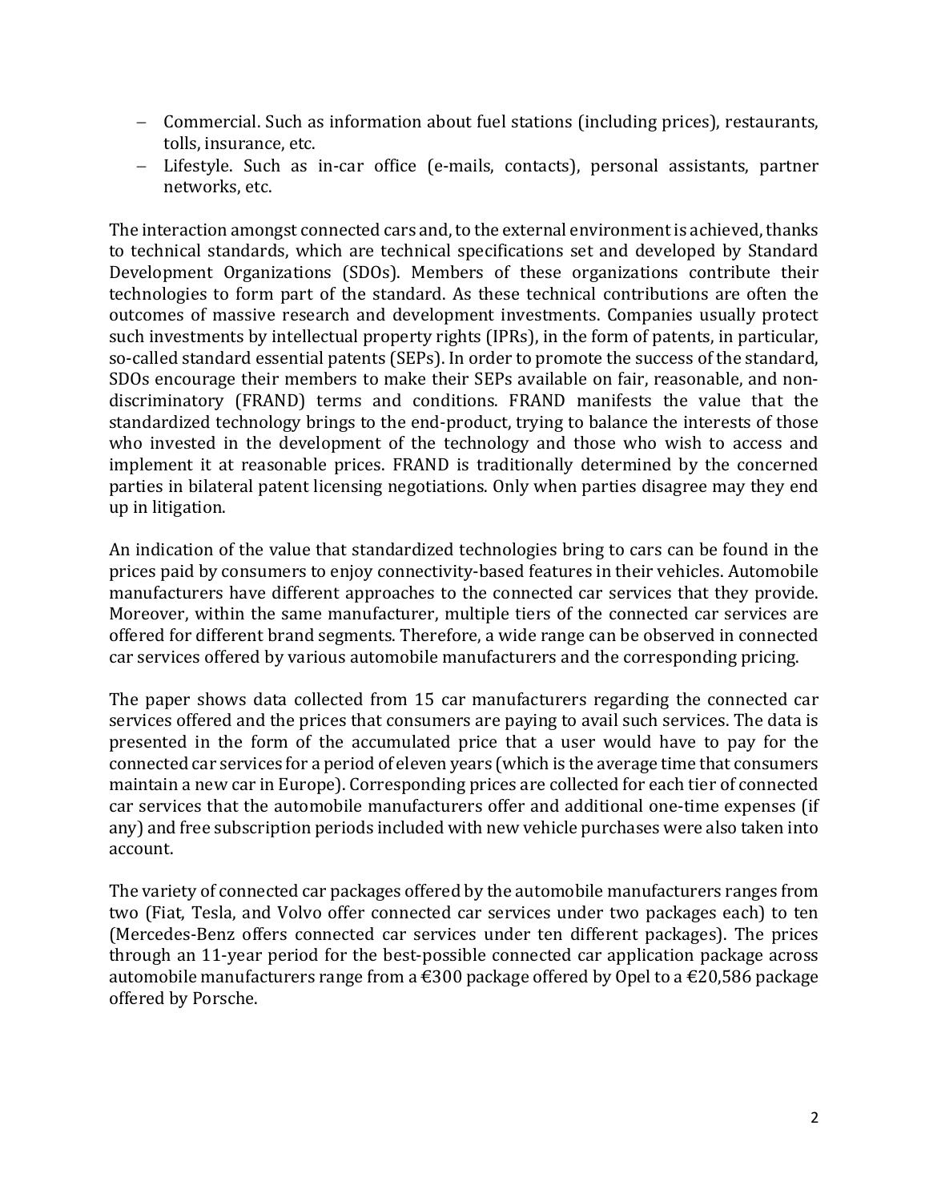- Commercial. Such as information about fuel stations (including prices), restaurants, tolls, insurance, etc.
- Lifestyle. Such as in-car office (e-mails, contacts), personal assistants, partner networks, etc.

The interaction amongst connected cars and, to the external environment is achieved, thanks to technical standards, which are technical specifications set and developed by Standard Development Organizations (SDOs). Members of these organizations contribute their technologies to form part of the standard. As these technical contributions are often the outcomes of massive research and development investments. Companies usually protect such investments by intellectual property rights (IPRs), in the form of patents, in particular, so-called standard essential patents (SEPs). In order to promote the success of the standard, SDOs encourage their members to make their SEPs available on fair, reasonable, and non-discriminatory (FRAND) terms and conditions. FRAND manifests the value that the standardized technology brings to the end-product, trying to balance the interests of those who invested in the development of the technology and those who wish to access and implement it at reasonable prices. FRAND is traditionally determined by the concerned parties in bilateral patent licensing negotiations. Only when parties disagree may they end up in litigation.

An indication of the value that standardized technologies bring to cars can be found in the prices paid by consumers to enjoy connectivity-based features in their vehicles. Automobile manufacturers have different approaches to the connected car services that they provide. Moreover, within the same manufacturer, multiple tiers of the connected car services are offered for different brand segments. Therefore, a wide range can be observed in connected car services offered by various automobile manufacturers and the corresponding pricing.

The paper shows data collected from 15 car manufacturers regarding the connected car services offered and the prices that consumers are paying to avail such services. The data is presented in the form of the accumulated price that a user would have to pay for the connected car services for a period of eleven years (which is the average time that consumers maintain a new car in Europe). Corresponding prices are collected for each tier of connected car services that the automobile manufacturers offer and additional one-time expenses (if any) and free subscription periods included with new vehicle purchases were also taken into account.

The variety of connected car packages offered by the automobile manufacturers ranges from two (Fiat, Tesla, and Volvo offer connected car services under two packages each) to ten (Mercedes-Benz offers connected car services under ten different packages). The prices through an 11-year period for the best-possible connected car application package across automobile manufacturers range from a €300 package offered by Opel to a €20,586 package offered by Porsche.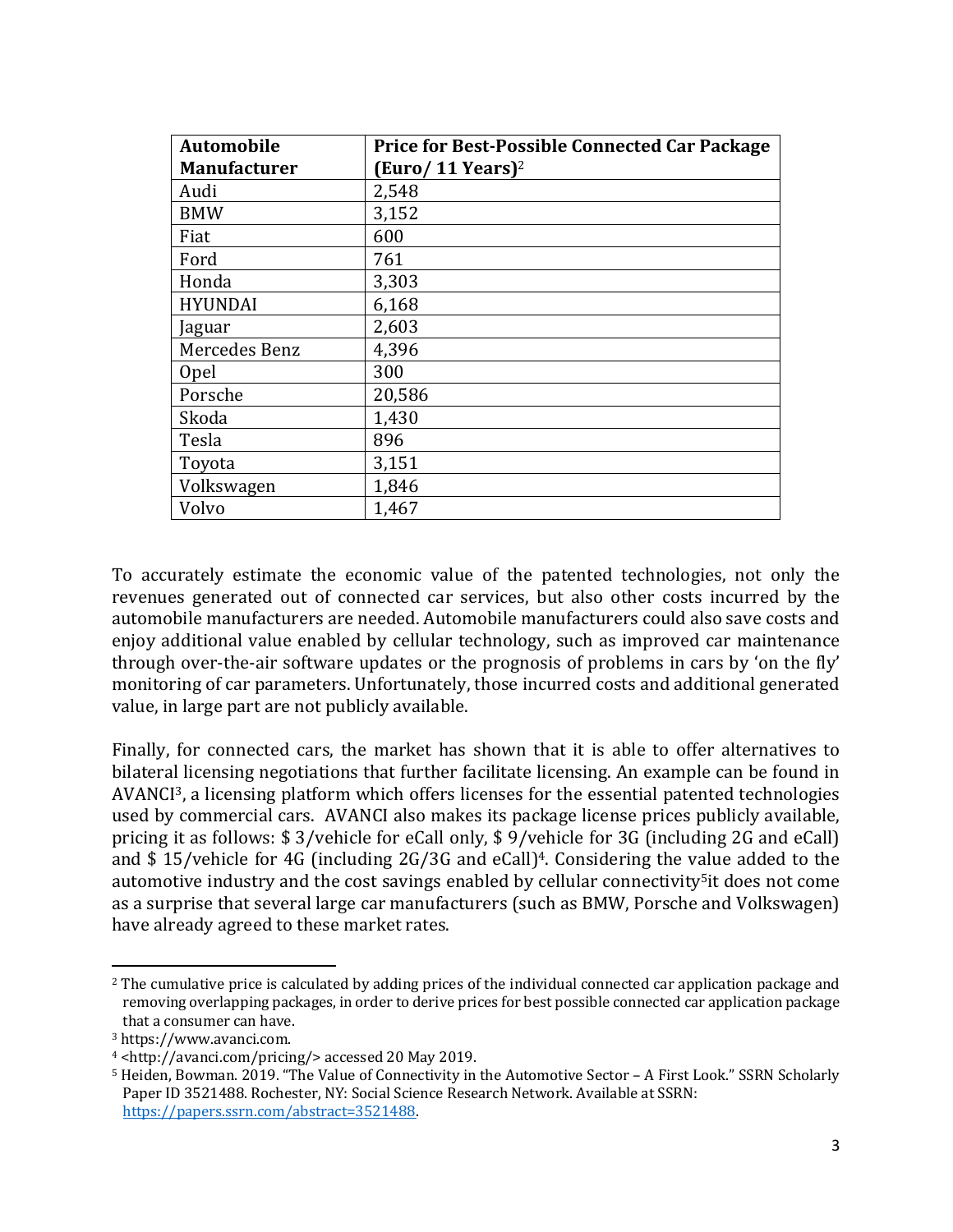| Automobile Manufacturer | Price for Best-Possible Connected Car Package (Euro/ 11 Years)[2] |
|---|---|
| Audi | 2,548 |
| BMW | 3,152 |
| Fiat | 600 |
| Ford | 761 |
| Honda | 3,303 |
| HYUNDAI | 6,168 |
| Jaguar | 2,603 |
| Mercedes Benz | 4,396 |
| Opel | 300 |
| Porsche | 20,586 |
| Skoda | 1,430 |
| Tesla | 896 |
| Toyota | 3,151 |
| Volkswagen | 1,846 |
| Volvo | 1,467 |

To accurately estimate the economic value of the patented technologies, not only the revenues generated out of connected car services, but also other costs incurred by the automobile manufacturers are needed. Automobile manufacturers could also save costs and enjoy additional value enabled by cellular technology, such as improved car maintenance through over-the-air software updates or the prognosis of problems in cars by 'on the fly' monitoring of car parameters. Unfortunately, those incurred costs and additional generated value, in large part are not publicly available.

Finally, for connected cars, the market has shown that it is able to offer alternatives to bilateral licensing negotiations that further facilitate licensing. An example can be found in AVANCI[3], a licensing platform which offers licenses for the essential patented technologies used by commercial cars. AVANCI also makes its package license prices publicly available, pricing it as follows: $ 3/vehicle for eCall only, $ 9/vehicle for 3G (including 2G and eCall) and $ 15/vehicle for 4G (including 2G/3G and eCall)[4]. Considering the value added to the automotive industry and the cost savings enabled by cellular connectivity[5]it does not come as a surprise that several large car manufacturers (such as BMW, Porsche and Volkswagen) have already agreed to these market rates.

---

[2] The cumulative price is calculated by adding prices of the individual connected car application package and removing overlapping packages, in order to derive prices for best possible connected car application package that a consumer can have.

[3] https://www.avanci.com.

[4] <http://avanci.com/pricing/> accessed 20 May 2019.

[5] Heiden, Bowman. 2019. "The Value of Connectivity in the Automotive Sector – A First Look." SSRN Scholarly Paper ID 3521488. Rochester, NY: Social Science Research Network. Available at SSRN: https://papers.ssrn.com/abstract=3521488.